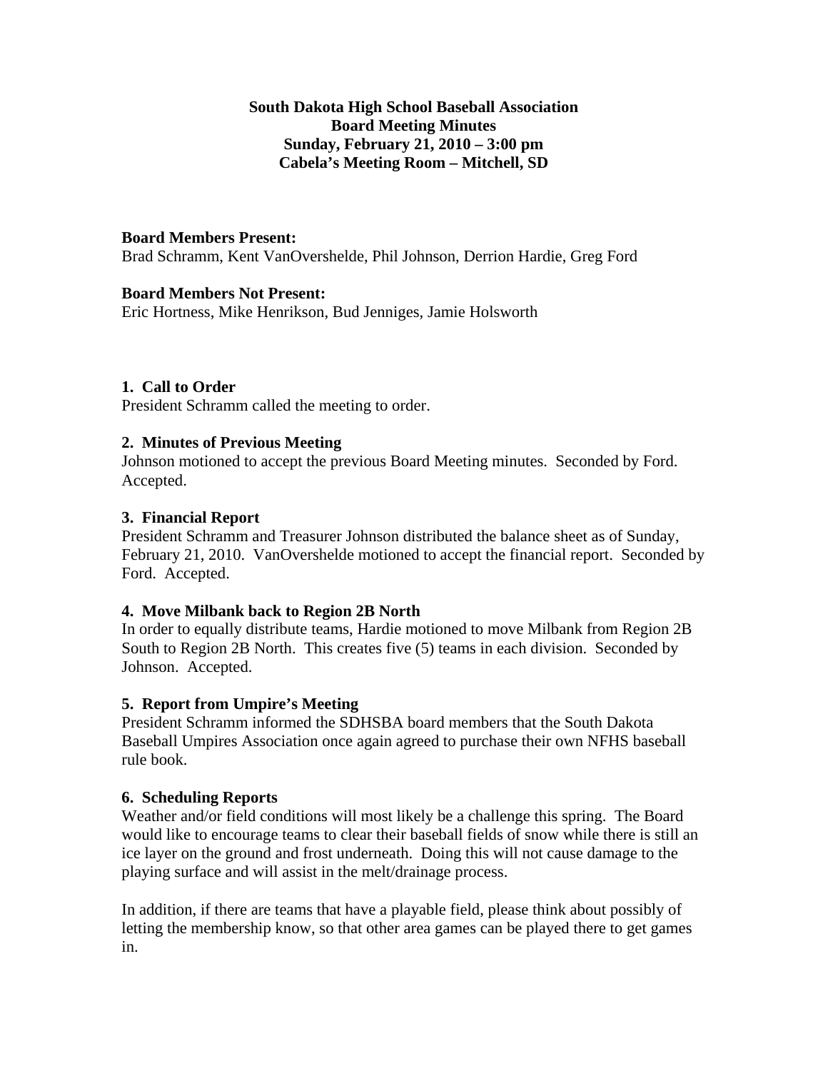**South Dakota High School Baseball Association**
**Board Meeting Minutes**
**Sunday, February 21, 2010 – 3:00 pm**
**Cabela's Meeting Room – Mitchell, SD**

**Board Members Present:**
Brad Schramm, Kent VanOvershelde, Phil Johnson, Derrion Hardie, Greg Ford

**Board Members Not Present:**
Eric Hortness, Mike Henrikson, Bud Jenniges, Jamie Holsworth

### 1. Call to Order

President Schramm called the meeting to order.

### 2. Minutes of Previous Meeting

Johnson motioned to accept the previous Board Meeting minutes. Seconded by Ford. Accepted.

### 3. Financial Report

President Schramm and Treasurer Johnson distributed the balance sheet as of Sunday, February 21, 2010. VanOvershelde motioned to accept the financial report. Seconded by Ford. Accepted.

### 4. Move Milbank back to Region 2B North

In order to equally distribute teams, Hardie motioned to move Milbank from Region 2B South to Region 2B North. This creates five (5) teams in each division. Seconded by Johnson. Accepted.

### 5. Report from Umpire's Meeting

President Schramm informed the SDHSBA board members that the South Dakota Baseball Umpires Association once again agreed to purchase their own NFHS baseball rule book.

### 6. Scheduling Reports

Weather and/or field conditions will most likely be a challenge this spring. The Board would like to encourage teams to clear their baseball fields of snow while there is still an ice layer on the ground and frost underneath. Doing this will not cause damage to the playing surface and will assist in the melt/drainage process.

In addition, if there are teams that have a playable field, please think about possibly of letting the membership know, so that other area games can be played there to get games in.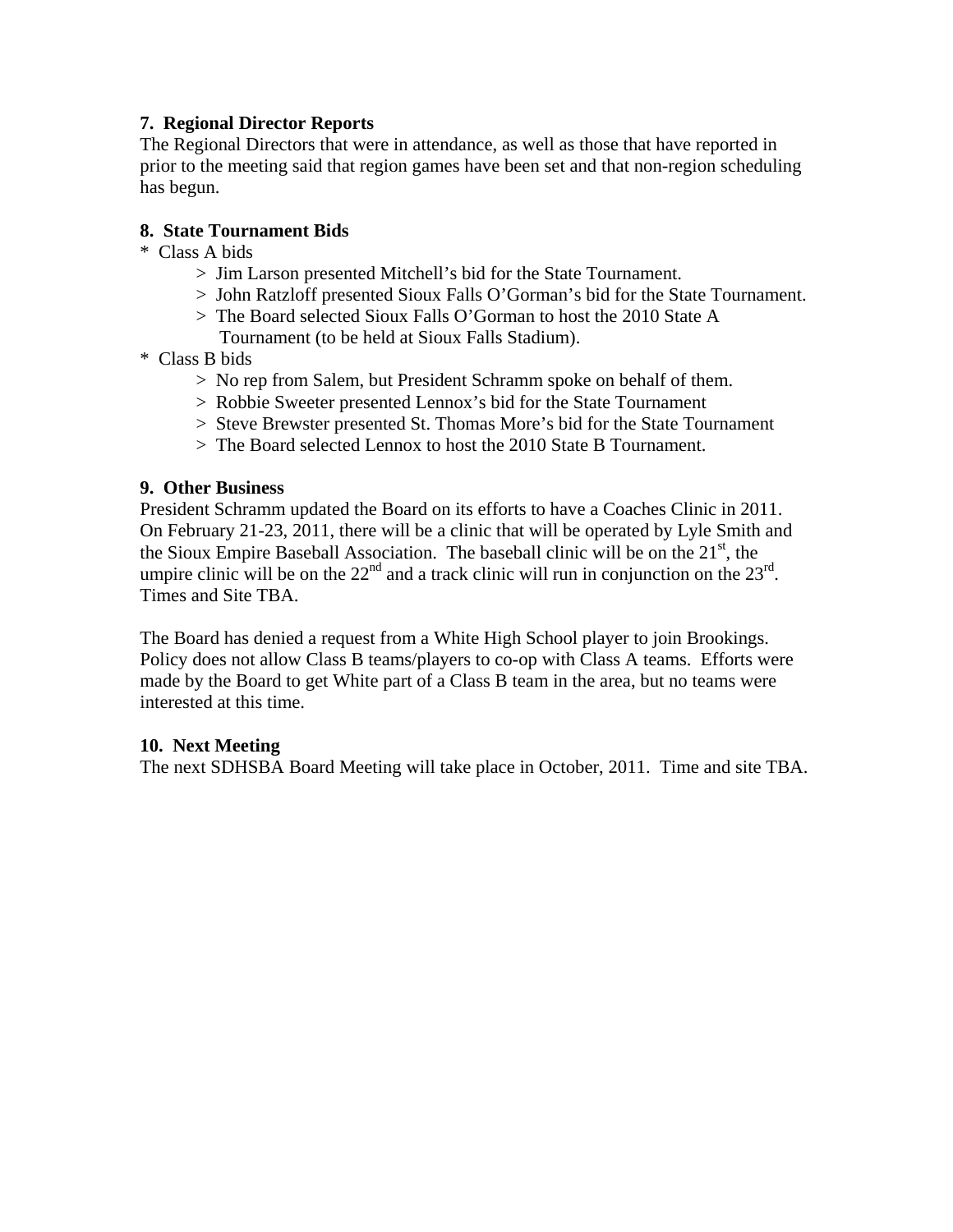**7. Regional Director Reports**

The Regional Directors that were in attendance, as well as those that have reported in prior to the meeting said that region games have been set and that non-region scheduling has begun.

**8. State Tournament Bids**

* Class A bids
    > Jim Larson presented Mitchell's bid for the State Tournament.
    > John Ratzloff presented Sioux Falls O'Gorman's bid for the State Tournament.
    > The Board selected Sioux Falls O'Gorman to host the 2010 State A Tournament (to be held at Sioux Falls Stadium).
* Class B bids
    > No rep from Salem, but President Schramm spoke on behalf of them.
    > Robbie Sweeter presented Lennox's bid for the State Tournament
    > Steve Brewster presented St. Thomas More's bid for the State Tournament
    > The Board selected Lennox to host the 2010 State B Tournament.

**9. Other Business**

President Schramm updated the Board on its efforts to have a Coaches Clinic in 2011. On February 21-23, 2011, there will be a clinic that will be operated by Lyle Smith and the Sioux Empire Baseball Association. The baseball clinic will be on the 21st, the umpire clinic will be on the 22nd and a track clinic will run in conjunction on the 23rd. Times and Site TBA.

The Board has denied a request from a White High School player to join Brookings. Policy does not allow Class B teams/players to co-op with Class A teams. Efforts were made by the Board to get White part of a Class B team in the area, but no teams were interested at this time.

**10. Next Meeting**

The next SDHSBA Board Meeting will take place in October, 2011. Time and site TBA.